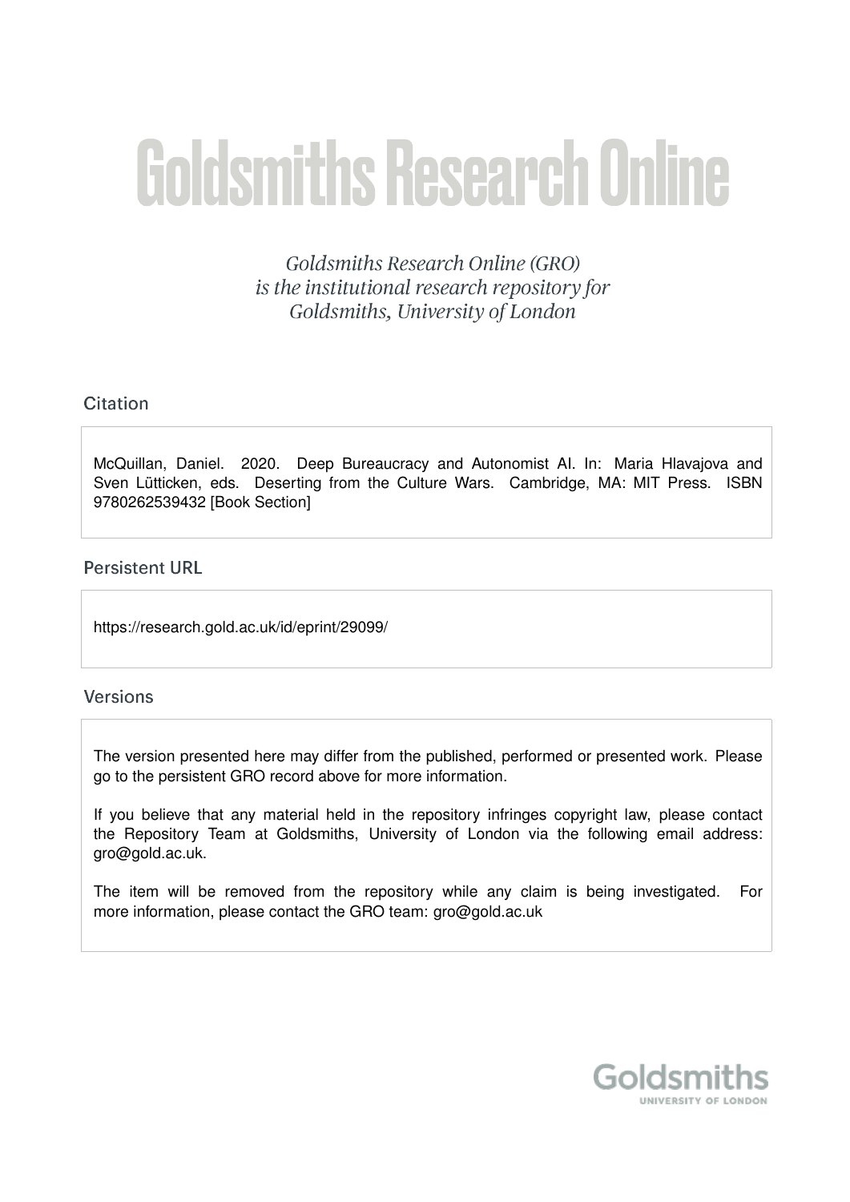# Goldsmiths Research Online

*Goldsmiths Research Online (GRO) is the institutional research repository for Goldsmiths, University of London*

## Citation

McQuillan, Daniel. 2020. Deep Bureaucracy and Autonomist AI. In: Maria Hlavajova and Sven Lütticken, eds. Deserting from the Culture Wars. Cambridge, MA: MIT Press. ISBN 9780262539432 [Book Section]

## Persistent URL

https://research.gold.ac.uk/id/eprint/29099/

## Versions

The version presented here may differ from the published, performed or presented work. Please go to the persistent GRO record above for more information.

If you believe that any material held in the repository infringes copyright law, please contact the Repository Team at Goldsmiths, University of London via the following email address: gro@gold.ac.uk.

The item will be removed from the repository while any claim is being investigated. For more information, please contact the GRO team: gro@gold.ac.uk

Goldsmiths
UNIVERSITY OF LONDON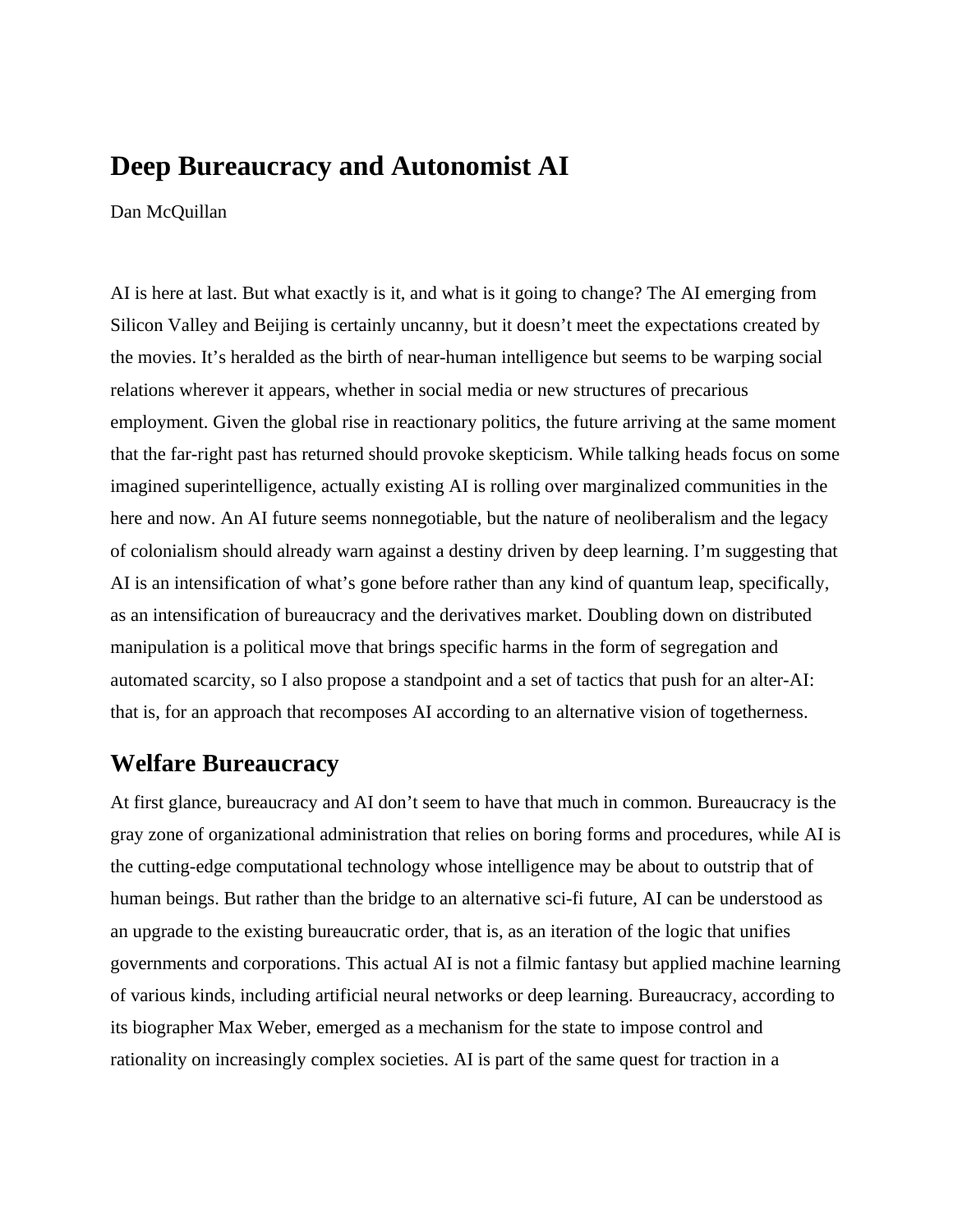# Deep Bureaucracy and Autonomist AI

Dan McQuillan

AI is here at last. But what exactly is it, and what is it going to change? The AI emerging from Silicon Valley and Beijing is certainly uncanny, but it doesn't meet the expectations created by the movies. It's heralded as the birth of near-human intelligence but seems to be warping social relations wherever it appears, whether in social media or new structures of precarious employment. Given the global rise in reactionary politics, the future arriving at the same moment that the far-right past has returned should provoke skepticism. While talking heads focus on some imagined superintelligence, actually existing AI is rolling over marginalized communities in the here and now. An AI future seems nonnegotiable, but the nature of neoliberalism and the legacy of colonialism should already warn against a destiny driven by deep learning. I'm suggesting that AI is an intensification of what's gone before rather than any kind of quantum leap, specifically, as an intensification of bureaucracy and the derivatives market. Doubling down on distributed manipulation is a political move that brings specific harms in the form of segregation and automated scarcity, so I also propose a standpoint and a set of tactics that push for an alter-AI: that is, for an approach that recomposes AI according to an alternative vision of togetherness.

## Welfare Bureaucracy

At first glance, bureaucracy and AI don't seem to have that much in common. Bureaucracy is the gray zone of organizational administration that relies on boring forms and procedures, while AI is the cutting-edge computational technology whose intelligence may be about to outstrip that of human beings. But rather than the bridge to an alternative sci-fi future, AI can be understood as an upgrade to the existing bureaucratic order, that is, as an iteration of the logic that unifies governments and corporations. This actual AI is not a filmic fantasy but applied machine learning of various kinds, including artificial neural networks or deep learning. Bureaucracy, according to its biographer Max Weber, emerged as a mechanism for the state to impose control and rationality on increasingly complex societies. AI is part of the same quest for traction in a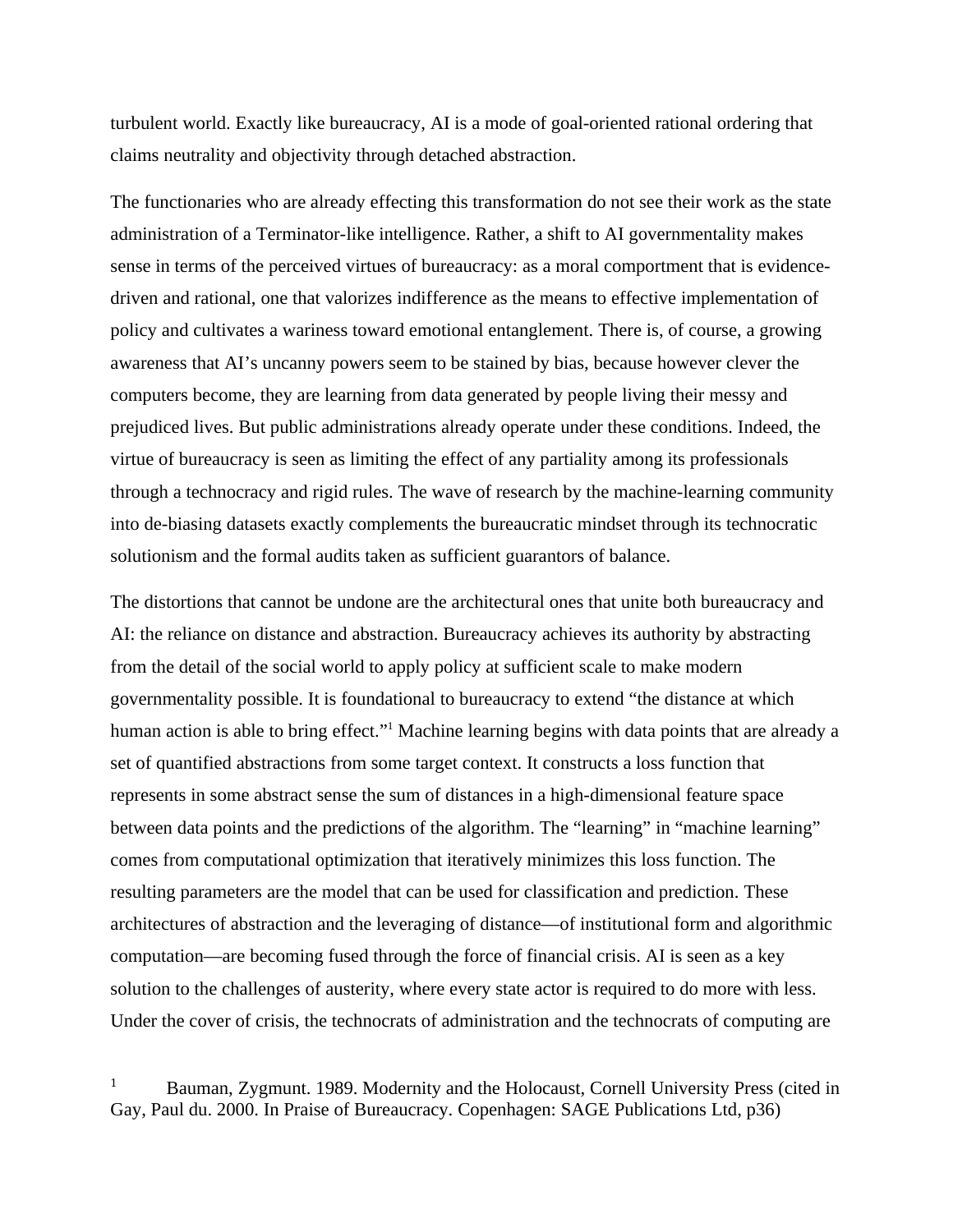turbulent world. Exactly like bureaucracy, AI is a mode of goal-oriented rational ordering that claims neutrality and objectivity through detached abstraction.

The functionaries who are already effecting this transformation do not see their work as the state administration of a Terminator-like intelligence. Rather, a shift to AI governmentality makes sense in terms of the perceived virtues of bureaucracy: as a moral comportment that is evidence-driven and rational, one that valorizes indifference as the means to effective implementation of policy and cultivates a wariness toward emotional entanglement. There is, of course, a growing awareness that AI's uncanny powers seem to be stained by bias, because however clever the computers become, they are learning from data generated by people living their messy and prejudiced lives. But public administrations already operate under these conditions. Indeed, the virtue of bureaucracy is seen as limiting the effect of any partiality among its professionals through a technocracy and rigid rules. The wave of research by the machine-learning community into de-biasing datasets exactly complements the bureaucratic mindset through its technocratic solutionism and the formal audits taken as sufficient guarantors of balance.

The distortions that cannot be undone are the architectural ones that unite both bureaucracy and AI: the reliance on distance and abstraction. Bureaucracy achieves its authority by abstracting from the detail of the social world to apply policy at sufficient scale to make modern governmentality possible. It is foundational to bureaucracy to extend "the distance at which human action is able to bring effect."[1] Machine learning begins with data points that are already a set of quantified abstractions from some target context. It constructs a loss function that represents in some abstract sense the sum of distances in a high-dimensional feature space between data points and the predictions of the algorithm. The "learning" in "machine learning" comes from computational optimization that iteratively minimizes this loss function. The resulting parameters are the model that can be used for classification and prediction. These architectures of abstraction and the leveraging of distance—of institutional form and algorithmic computation—are becoming fused through the force of financial crisis. AI is seen as a key solution to the challenges of austerity, where every state actor is required to do more with less. Under the cover of crisis, the technocrats of administration and the technocrats of computing are

[1] Bauman, Zygmunt. 1989. Modernity and the Holocaust, Cornell University Press (cited in Gay, Paul du. 2000. In Praise of Bureaucracy. Copenhagen: SAGE Publications Ltd, p36)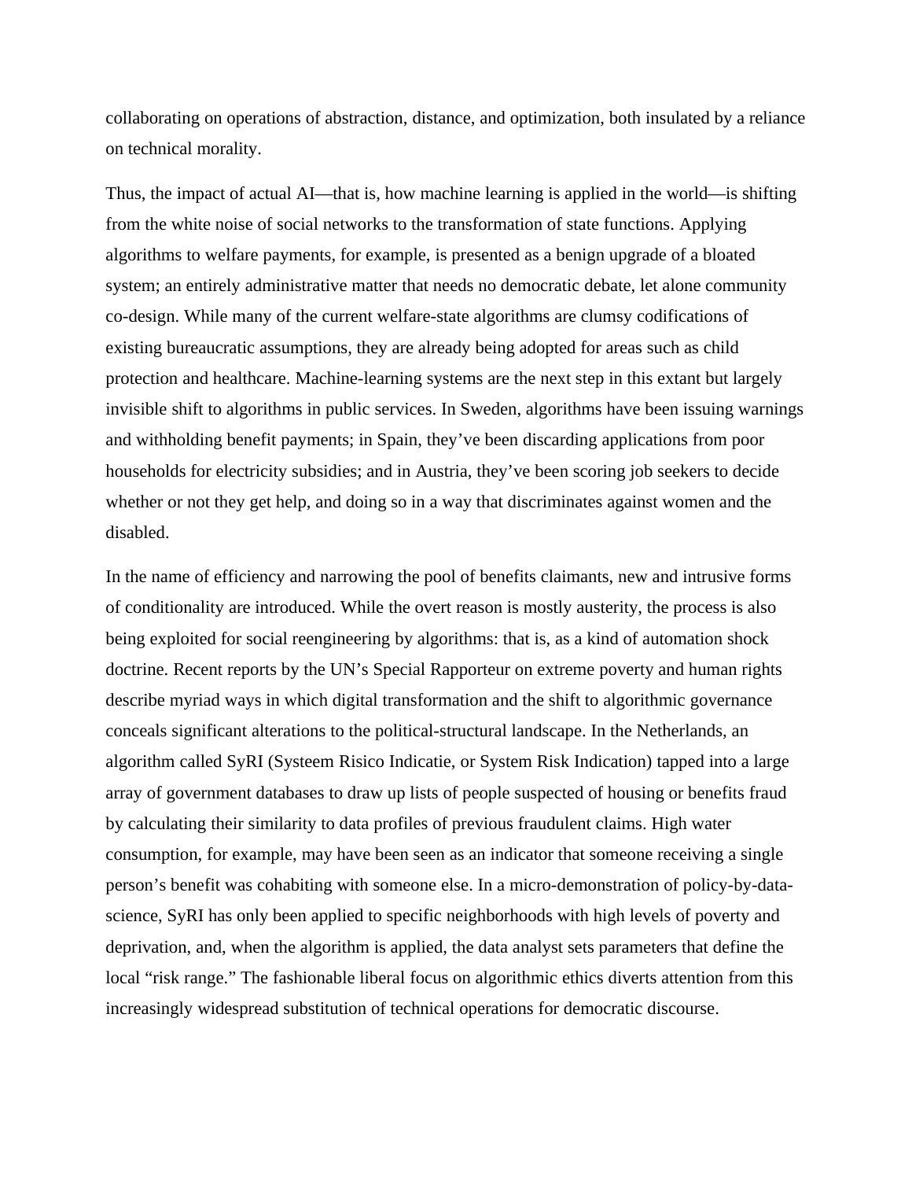collaborating on operations of abstraction, distance, and optimization, both insulated by a reliance on technical morality.

Thus, the impact of actual AI—that is, how machine learning is applied in the world—is shifting from the white noise of social networks to the transformation of state functions. Applying algorithms to welfare payments, for example, is presented as a benign upgrade of a bloated system; an entirely administrative matter that needs no democratic debate, let alone community co-design. While many of the current welfare-state algorithms are clumsy codifications of existing bureaucratic assumptions, they are already being adopted for areas such as child protection and healthcare. Machine-learning systems are the next step in this extant but largely invisible shift to algorithms in public services. In Sweden, algorithms have been issuing warnings and withholding benefit payments; in Spain, they've been discarding applications from poor households for electricity subsidies; and in Austria, they've been scoring job seekers to decide whether or not they get help, and doing so in a way that discriminates against women and the disabled.

In the name of efficiency and narrowing the pool of benefits claimants, new and intrusive forms of conditionality are introduced. While the overt reason is mostly austerity, the process is also being exploited for social reengineering by algorithms: that is, as a kind of automation shock doctrine. Recent reports by the UN's Special Rapporteur on extreme poverty and human rights describe myriad ways in which digital transformation and the shift to algorithmic governance conceals significant alterations to the political-structural landscape. In the Netherlands, an algorithm called SyRI (Systeem Risico Indicatie, or System Risk Indication) tapped into a large array of government databases to draw up lists of people suspected of housing or benefits fraud by calculating their similarity to data profiles of previous fraudulent claims. High water consumption, for example, may have been seen as an indicator that someone receiving a single person's benefit was cohabiting with someone else. In a micro-demonstration of policy-by-data-science, SyRI has only been applied to specific neighborhoods with high levels of poverty and deprivation, and, when the algorithm is applied, the data analyst sets parameters that define the local "risk range." The fashionable liberal focus on algorithmic ethics diverts attention from this increasingly widespread substitution of technical operations for democratic discourse.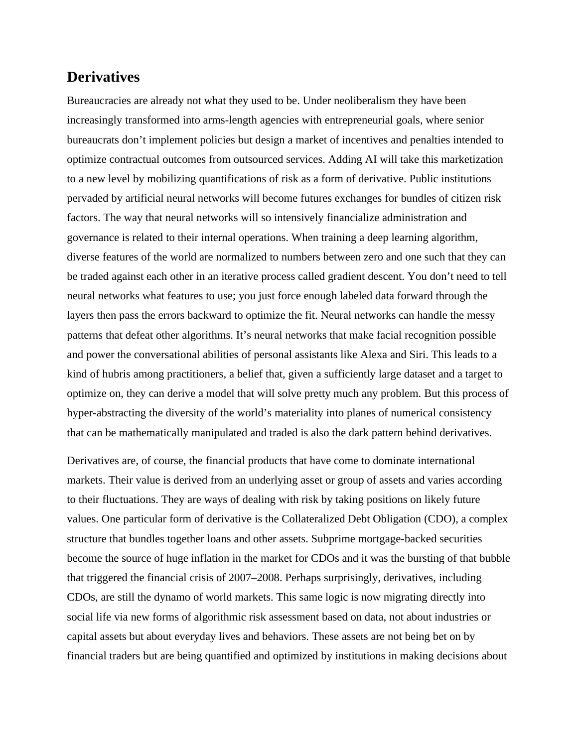## Derivatives

Bureaucracies are already not what they used to be. Under neoliberalism they have been increasingly transformed into arms-length agencies with entrepreneurial goals, where senior bureaucrats don't implement policies but design a market of incentives and penalties intended to optimize contractual outcomes from outsourced services. Adding AI will take this marketization to a new level by mobilizing quantifications of risk as a form of derivative. Public institutions pervaded by artificial neural networks will become futures exchanges for bundles of citizen risk factors. The way that neural networks will so intensively financialize administration and governance is related to their internal operations. When training a deep learning algorithm, diverse features of the world are normalized to numbers between zero and one such that they can be traded against each other in an iterative process called gradient descent. You don't need to tell neural networks what features to use; you just force enough labeled data forward through the layers then pass the errors backward to optimize the fit. Neural networks can handle the messy patterns that defeat other algorithms. It's neural networks that make facial recognition possible and power the conversational abilities of personal assistants like Alexa and Siri. This leads to a kind of hubris among practitioners, a belief that, given a sufficiently large dataset and a target to optimize on, they can derive a model that will solve pretty much any problem. But this process of hyper-abstracting the diversity of the world's materiality into planes of numerical consistency that can be mathematically manipulated and traded is also the dark pattern behind derivatives.

Derivatives are, of course, the financial products that have come to dominate international markets. Their value is derived from an underlying asset or group of assets and varies according to their fluctuations. They are ways of dealing with risk by taking positions on likely future values. One particular form of derivative is the Collateralized Debt Obligation (CDO), a complex structure that bundles together loans and other assets. Subprime mortgage-backed securities become the source of huge inflation in the market for CDOs and it was the bursting of that bubble that triggered the financial crisis of 2007–2008. Perhaps surprisingly, derivatives, including CDOs, are still the dynamo of world markets. This same logic is now migrating directly into social life via new forms of algorithmic risk assessment based on data, not about industries or capital assets but about everyday lives and behaviors. These assets are not being bet on by financial traders but are being quantified and optimized by institutions in making decisions about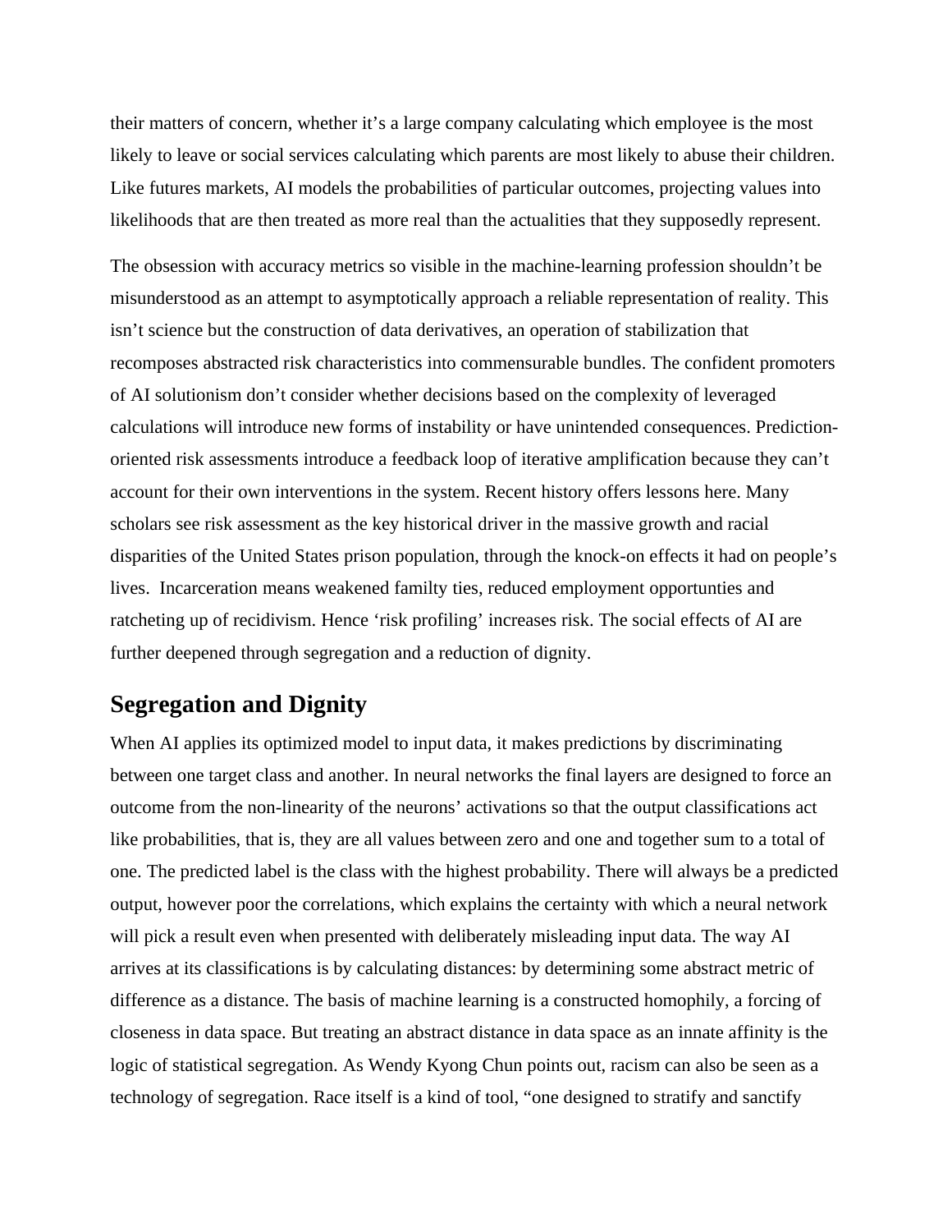their matters of concern, whether it's a large company calculating which employee is the most likely to leave or social services calculating which parents are most likely to abuse their children. Like futures markets, AI models the probabilities of particular outcomes, projecting values into likelihoods that are then treated as more real than the actualities that they supposedly represent.

The obsession with accuracy metrics so visible in the machine-learning profession shouldn't be misunderstood as an attempt to asymptotically approach a reliable representation of reality. This isn't science but the construction of data derivatives, an operation of stabilization that recomposes abstracted risk characteristics into commensurable bundles. The confident promoters of AI solutionism don't consider whether decisions based on the complexity of leveraged calculations will introduce new forms of instability or have unintended consequences. Prediction-oriented risk assessments introduce a feedback loop of iterative amplification because they can't account for their own interventions in the system. Recent history offers lessons here. Many scholars see risk assessment as the key historical driver in the massive growth and racial disparities of the United States prison population, through the knock-on effects it had on people's lives.  Incarceration means weakened familty ties, reduced employment opportunties and ratcheting up of recidivism. Hence 'risk profiling' increases risk. The social effects of AI are further deepened through segregation and a reduction of dignity.

## Segregation and Dignity

When AI applies its optimized model to input data, it makes predictions by discriminating between one target class and another. In neural networks the final layers are designed to force an outcome from the non-linearity of the neurons' activations so that the output classifications act like probabilities, that is, they are all values between zero and one and together sum to a total of one. The predicted label is the class with the highest probability. There will always be a predicted output, however poor the correlations, which explains the certainty with which a neural network will pick a result even when presented with deliberately misleading input data. The way AI arrives at its classifications is by calculating distances: by determining some abstract metric of difference as a distance. The basis of machine learning is a constructed homophily, a forcing of closeness in data space. But treating an abstract distance in data space as an innate affinity is the logic of statistical segregation. As Wendy Kyong Chun points out, racism can also be seen as a technology of segregation. Race itself is a kind of tool, "one designed to stratify and sanctify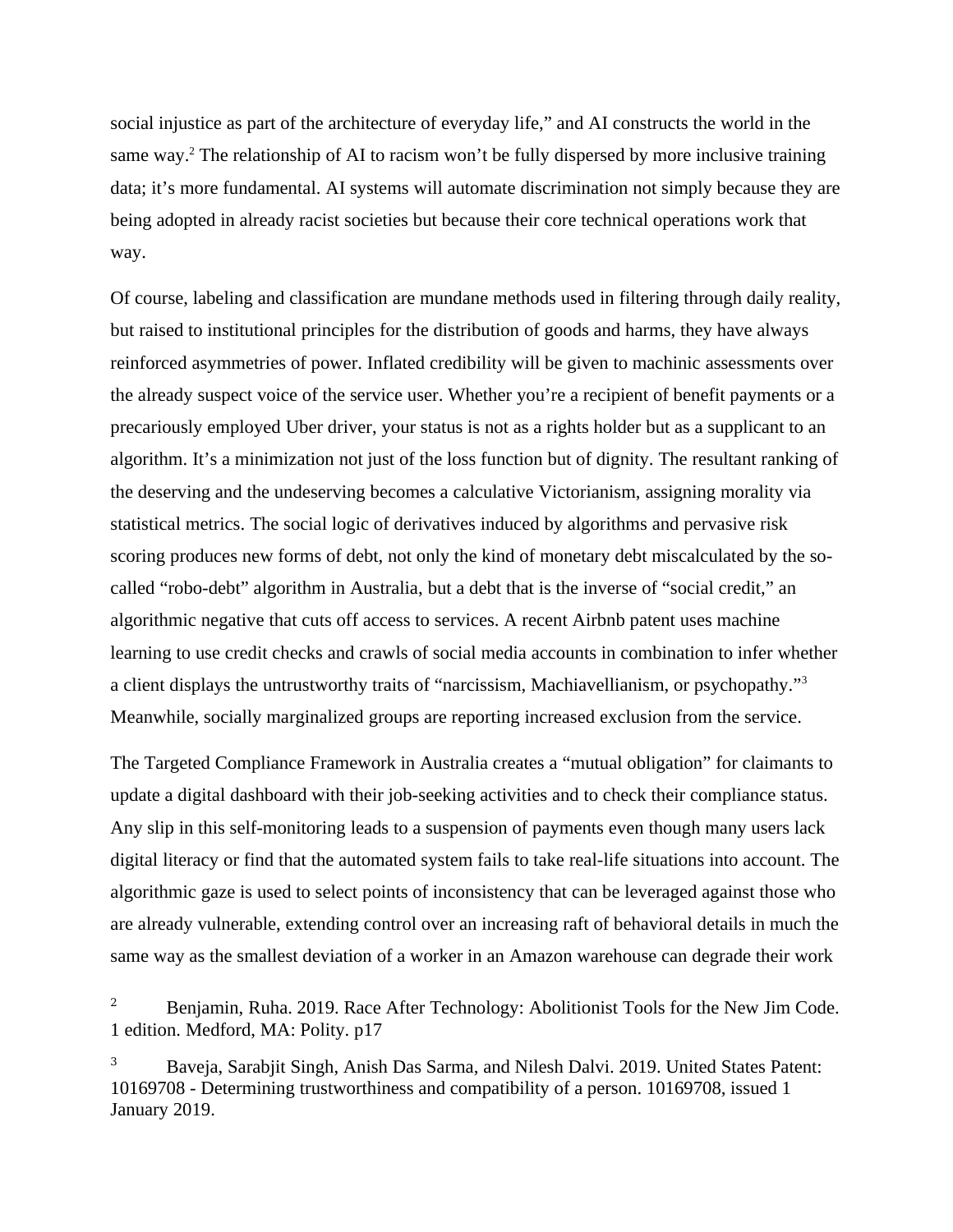social injustice as part of the architecture of everyday life," and AI constructs the world in the same way.[2] The relationship of AI to racism won't be fully dispersed by more inclusive training data; it's more fundamental. AI systems will automate discrimination not simply because they are being adopted in already racist societies but because their core technical operations work that way.

Of course, labeling and classification are mundane methods used in filtering through daily reality, but raised to institutional principles for the distribution of goods and harms, they have always reinforced asymmetries of power. Inflated credibility will be given to machinic assessments over the already suspect voice of the service user. Whether you're a recipient of benefit payments or a precariously employed Uber driver, your status is not as a rights holder but as a supplicant to an algorithm. It's a minimization not just of the loss function but of dignity. The resultant ranking of the deserving and the undeserving becomes a calculative Victorianism, assigning morality via statistical metrics. The social logic of derivatives induced by algorithms and pervasive risk scoring produces new forms of debt, not only the kind of monetary debt miscalculated by the so-called "robo-debt" algorithm in Australia, but a debt that is the inverse of "social credit," an algorithmic negative that cuts off access to services. A recent Airbnb patent uses machine learning to use credit checks and crawls of social media accounts in combination to infer whether a client displays the untrustworthy traits of "narcissism, Machiavellianism, or psychopathy."[3] Meanwhile, socially marginalized groups are reporting increased exclusion from the service.

The Targeted Compliance Framework in Australia creates a "mutual obligation" for claimants to update a digital dashboard with their job-seeking activities and to check their compliance status. Any slip in this self-monitoring leads to a suspension of payments even though many users lack digital literacy or find that the automated system fails to take real-life situations into account. The algorithmic gaze is used to select points of inconsistency that can be leveraged against those who are already vulnerable, extending control over an increasing raft of behavioral details in much the same way as the smallest deviation of a worker in an Amazon warehouse can degrade their work

[2] Benjamin, Ruha. 2019. Race After Technology: Abolitionist Tools for the New Jim Code. 1 edition. Medford, MA: Polity. p17

[3] Baveja, Sarabjit Singh, Anish Das Sarma, and Nilesh Dalvi. 2019. United States Patent: 10169708 - Determining trustworthiness and compatibility of a person. 10169708, issued 1 January 2019.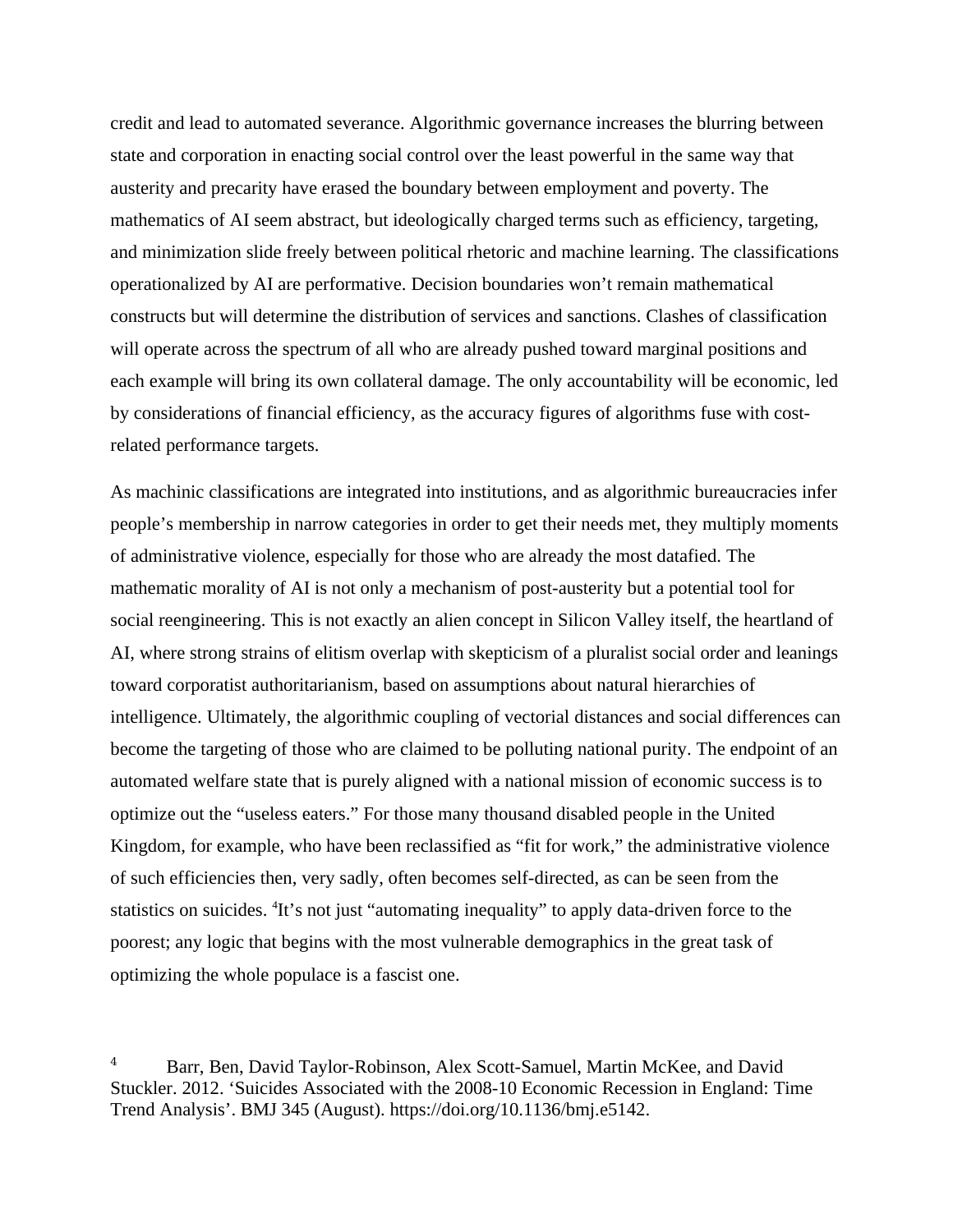credit and lead to automated severance. Algorithmic governance increases the blurring between state and corporation in enacting social control over the least powerful in the same way that austerity and precarity have erased the boundary between employment and poverty. The mathematics of AI seem abstract, but ideologically charged terms such as efficiency, targeting, and minimization slide freely between political rhetoric and machine learning. The classifications operationalized by AI are performative. Decision boundaries won't remain mathematical constructs but will determine the distribution of services and sanctions. Clashes of classification will operate across the spectrum of all who are already pushed toward marginal positions and each example will bring its own collateral damage. The only accountability will be economic, led by considerations of financial efficiency, as the accuracy figures of algorithms fuse with cost-related performance targets.

As machinic classifications are integrated into institutions, and as algorithmic bureaucracies infer people's membership in narrow categories in order to get their needs met, they multiply moments of administrative violence, especially for those who are already the most datafied. The mathematic morality of AI is not only a mechanism of post-austerity but a potential tool for social reengineering. This is not exactly an alien concept in Silicon Valley itself, the heartland of AI, where strong strains of elitism overlap with skepticism of a pluralist social order and leanings toward corporatist authoritarianism, based on assumptions about natural hierarchies of intelligence. Ultimately, the algorithmic coupling of vectorial distances and social differences can become the targeting of those who are claimed to be polluting national purity. The endpoint of an automated welfare state that is purely aligned with a national mission of economic success is to optimize out the "useless eaters." For those many thousand disabled people in the United Kingdom, for example, who have been reclassified as "fit for work," the administrative violence of such efficiencies then, very sadly, often becomes self-directed, as can be seen from the statistics on suicides. [4]It's not just "automating inequality" to apply data-driven force to the poorest; any logic that begins with the most vulnerable demographics in the great task of optimizing the whole populace is a fascist one.

[4] Barr, Ben, David Taylor-Robinson, Alex Scott-Samuel, Martin McKee, and David Stuckler. 2012. 'Suicides Associated with the 2008-10 Economic Recession in England: Time Trend Analysis'. BMJ 345 (August). https://doi.org/10.1136/bmj.e5142.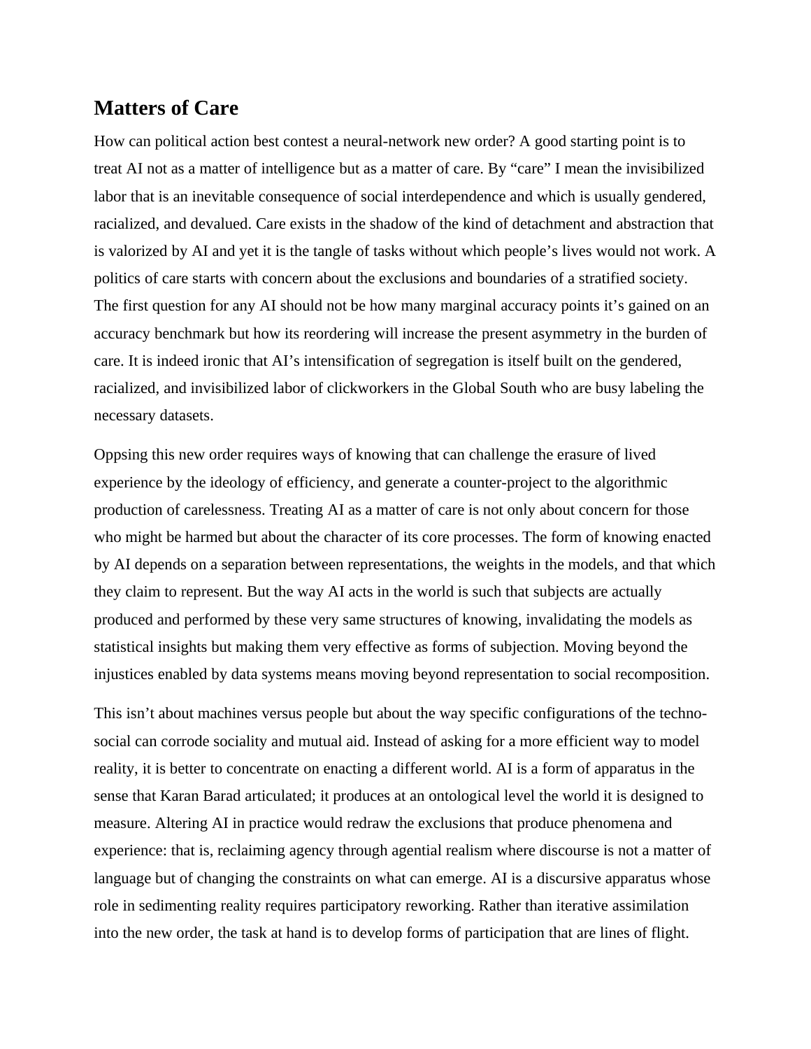## Matters of Care

How can political action best contest a neural-network new order? A good starting point is to treat AI not as a matter of intelligence but as a matter of care. By "care" I mean the invisibilized labor that is an inevitable consequence of social interdependence and which is usually gendered, racialized, and devalued. Care exists in the shadow of the kind of detachment and abstraction that is valorized by AI and yet it is the tangle of tasks without which people's lives would not work. A politics of care starts with concern about the exclusions and boundaries of a stratified society. The first question for any AI should not be how many marginal accuracy points it's gained on an accuracy benchmark but how its reordering will increase the present asymmetry in the burden of care. It is indeed ironic that AI's intensification of segregation is itself built on the gendered, racialized, and invisibilized labor of clickworkers in the Global South who are busy labeling the necessary datasets.

Oppsing this new order requires ways of knowing that can challenge the erasure of lived experience by the ideology of efficiency, and generate a counter-project to the algorithmic production of carelessness. Treating AI as a matter of care is not only about concern for those who might be harmed but about the character of its core processes. The form of knowing enacted by AI depends on a separation between representations, the weights in the models, and that which they claim to represent. But the way AI acts in the world is such that subjects are actually produced and performed by these very same structures of knowing, invalidating the models as statistical insights but making them very effective as forms of subjection. Moving beyond the injustices enabled by data systems means moving beyond representation to social recomposition.

This isn't about machines versus people but about the way specific configurations of the techno-social can corrode sociality and mutual aid. Instead of asking for a more efficient way to model reality, it is better to concentrate on enacting a different world. AI is a form of apparatus in the sense that Karan Barad articulated; it produces at an ontological level the world it is designed to measure. Altering AI in practice would redraw the exclusions that produce phenomena and experience: that is, reclaiming agency through agential realism where discourse is not a matter of language but of changing the constraints on what can emerge. AI is a discursive apparatus whose role in sedimenting reality requires participatory reworking. Rather than iterative assimilation into the new order, the task at hand is to develop forms of participation that are lines of flight.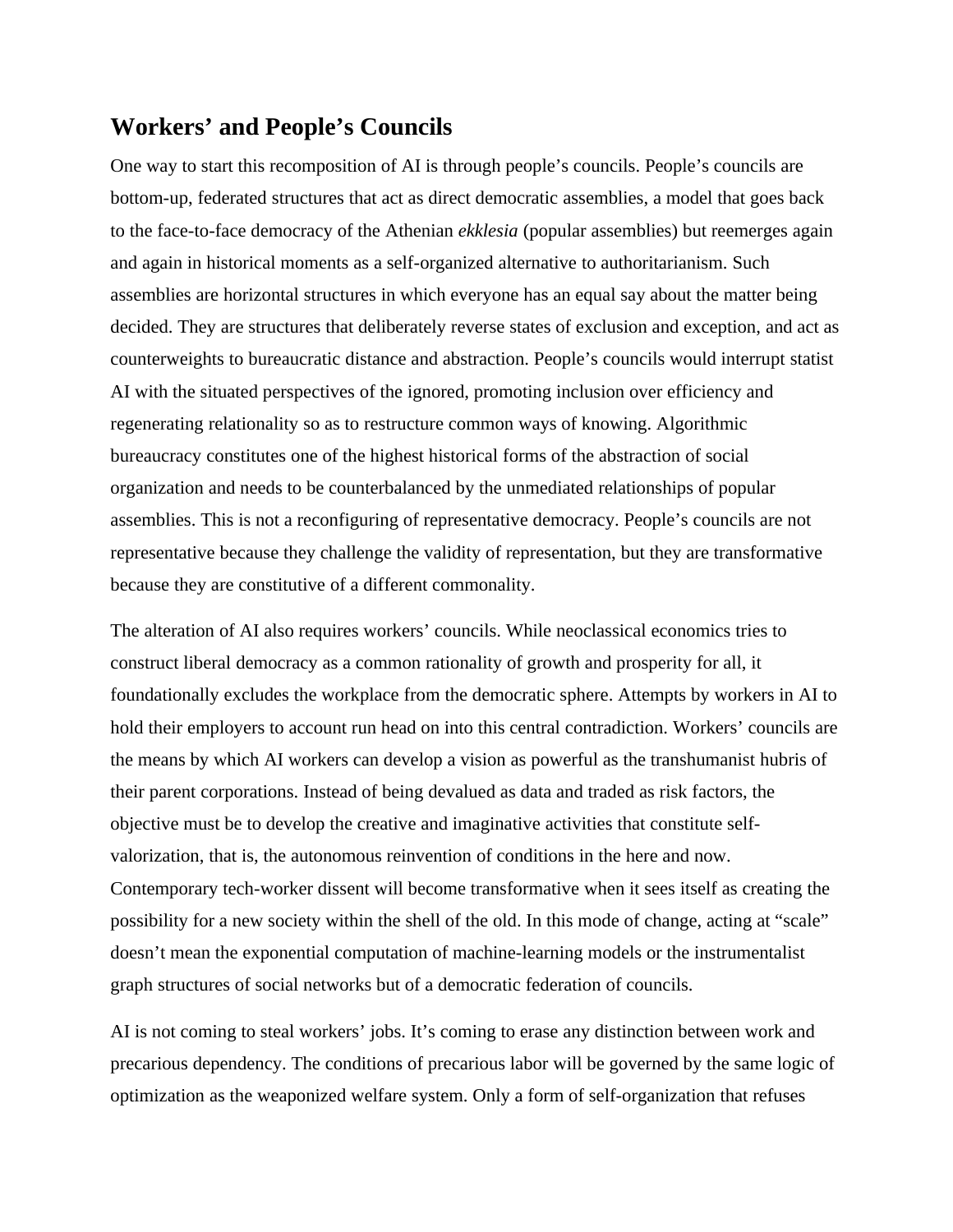## Workers' and People's Councils

One way to start this recomposition of AI is through people's councils. People's councils are bottom-up, federated structures that act as direct democratic assemblies, a model that goes back to the face-to-face democracy of the Athenian *ekklesia* (popular assemblies) but reemerges again and again in historical moments as a self-organized alternative to authoritarianism. Such assemblies are horizontal structures in which everyone has an equal say about the matter being decided. They are structures that deliberately reverse states of exclusion and exception, and act as counterweights to bureaucratic distance and abstraction. People's councils would interrupt statist AI with the situated perspectives of the ignored, promoting inclusion over efficiency and regenerating relationality so as to restructure common ways of knowing. Algorithmic bureaucracy constitutes one of the highest historical forms of the abstraction of social organization and needs to be counterbalanced by the unmediated relationships of popular assemblies. This is not a reconfiguring of representative democracy. People's councils are not representative because they challenge the validity of representation, but they are transformative because they are constitutive of a different commonality.

The alteration of AI also requires workers' councils. While neoclassical economics tries to construct liberal democracy as a common rationality of growth and prosperity for all, it foundationally excludes the workplace from the democratic sphere. Attempts by workers in AI to hold their employers to account run head on into this central contradiction. Workers' councils are the means by which AI workers can develop a vision as powerful as the transhumanist hubris of their parent corporations. Instead of being devalued as data and traded as risk factors, the objective must be to develop the creative and imaginative activities that constitute self-valorization, that is, the autonomous reinvention of conditions in the here and now. Contemporary tech-worker dissent will become transformative when it sees itself as creating the possibility for a new society within the shell of the old. In this mode of change, acting at "scale" doesn't mean the exponential computation of machine-learning models or the instrumentalist graph structures of social networks but of a democratic federation of councils.

AI is not coming to steal workers' jobs. It's coming to erase any distinction between work and precarious dependency. The conditions of precarious labor will be governed by the same logic of optimization as the weaponized welfare system. Only a form of self-organization that refuses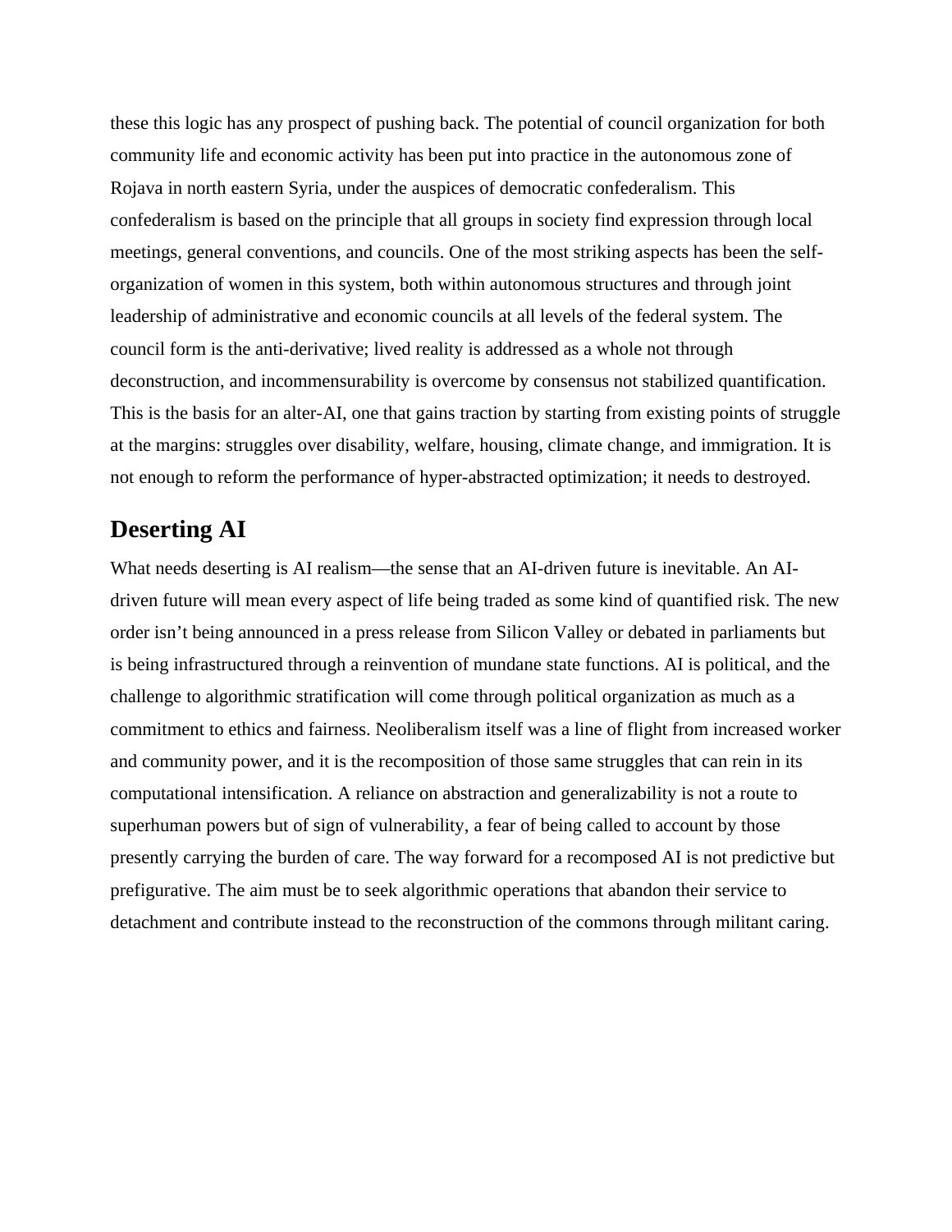these this logic has any prospect of pushing back. The potential of council organization for both community life and economic activity has been put into practice in the autonomous zone of Rojava in north eastern Syria, under the auspices of democratic confederalism. This confederalism is based on the principle that all groups in society find expression through local meetings, general conventions, and councils. One of the most striking aspects has been the self-organization of women in this system, both within autonomous structures and through joint leadership of administrative and economic councils at all levels of the federal system. The council form is the anti-derivative; lived reality is addressed as a whole not through deconstruction, and incommensurability is overcome by consensus not stabilized quantification. This is the basis for an alter-AI, one that gains traction by starting from existing points of struggle at the margins: struggles over disability, welfare, housing, climate change, and immigration. It is not enough to reform the performance of hyper-abstracted optimization; it needs to destroyed.

## Deserting AI

What needs deserting is AI realism—the sense that an AI-driven future is inevitable. An AI-driven future will mean every aspect of life being traded as some kind of quantified risk. The new order isn't being announced in a press release from Silicon Valley or debated in parliaments but is being infrastructured through a reinvention of mundane state functions. AI is political, and the challenge to algorithmic stratification will come through political organization as much as a commitment to ethics and fairness. Neoliberalism itself was a line of flight from increased worker and community power, and it is the recomposition of those same struggles that can rein in its computational intensification. A reliance on abstraction and generalizability is not a route to superhuman powers but of sign of vulnerability, a fear of being called to account by those presently carrying the burden of care. The way forward for a recomposed AI is not predictive but prefigurative. The aim must be to seek algorithmic operations that abandon their service to detachment and contribute instead to the reconstruction of the commons through militant caring.